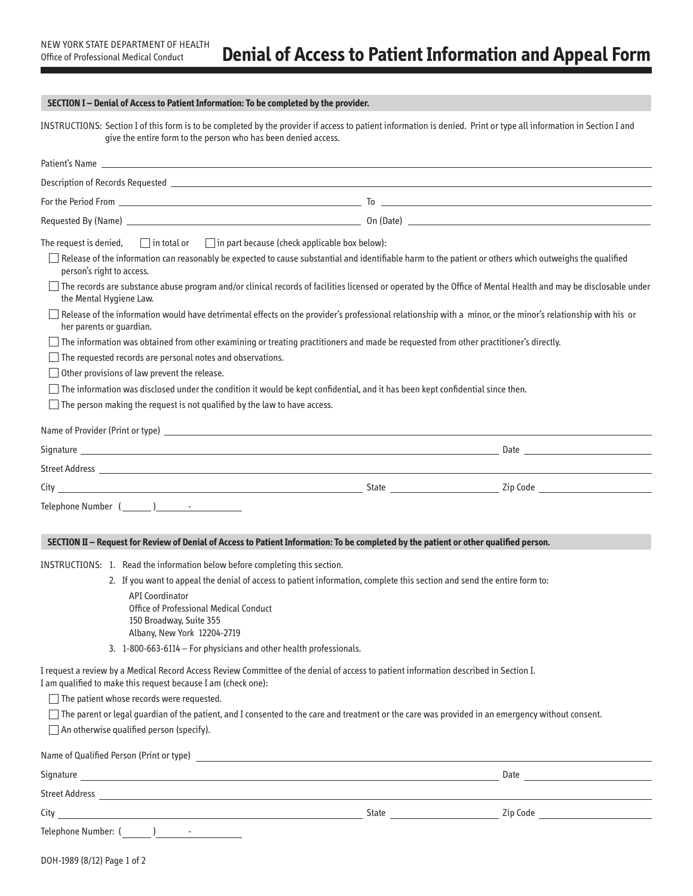NEW YORK STATE DEPARTMENT OF HEALTH
Office of Professional Medical Conduct

# Denial of Access to Patient Information and Appeal Form

## SECTION I – Denial of Access to Patient Information: To be completed by the provider.

INSTRUCTIONS: Section I of this form is to be completed by the provider if access to patient information is denied. Print or type all information in Section I and give the entire form to the person who has been denied access.

Patient's Name ______________________________

Description of Records Requested ______________________________

For the Period From ______________________________ To ______________________________

Requested By (Name) ______________________________ On (Date) ______________________________

The request is denied, ☐ in total or ☐ in part because (check applicable box below):

- ☐ Release of the information can reasonably be expected to cause substantial and identifiable harm to the patient or others which outweighs the qualified person's right to access.
- ☐ The records are substance abuse program and/or clinical records of facilities licensed or operated by the Office of Mental Health and may be disclosable under the Mental Hygiene Law.
- ☐ Release of the information would have detrimental effects on the provider's professional relationship with a minor, or the minor's relationship with his or her parents or guardian.
- ☐ The information was obtained from other examining or treating practitioners and made be requested from other practitioner's directly.
- ☐ The requested records are personal notes and observations.
- ☐ Other provisions of law prevent the release.
- ☐ The information was disclosed under the condition it would be kept confidential, and it has been kept confidential since then.
- ☐ The person making the request is not qualified by the law to have access.

Name of Provider (Print or type) ______________________________

Signature ______________________________ Date ______________________________

Street Address ______________________________

City ______________________________ State ______________________________ Zip Code ______________________________

Telephone Number ( ) -

## SECTION II – Request for Review of Denial of Access to Patient Information: To be completed by the patient or other qualified person.

INSTRUCTIONS:

1. Read the information below before completing this section.
2. If you want to appeal the denial of access to patient information, complete this section and send the entire form to:

   API Coordinator
   Office of Professional Medical Conduct
   150 Broadway, Suite 355
   Albany, New York 12204-2719
3. 1-800-663-6114 – For physicians and other health professionals.

I request a review by a Medical Record Access Review Committee of the denial of access to patient information described in Section I.
I am qualified to make this request because I am (check one):

- ☐ The patient whose records were requested.
- ☐ The parent or legal guardian of the patient, and I consented to the care and treatment or the care was provided in an emergency without consent.
- ☐ An otherwise qualified person (specify).

Name of Qualified Person (Print or type) ______________________________

Signature ______________________________ Date ______________________________

Street Address ______________________________

City ______________________________ State ______________________________ Zip Code ______________________________

Telephone Number: ( ) -

DOH-1989 (8/12)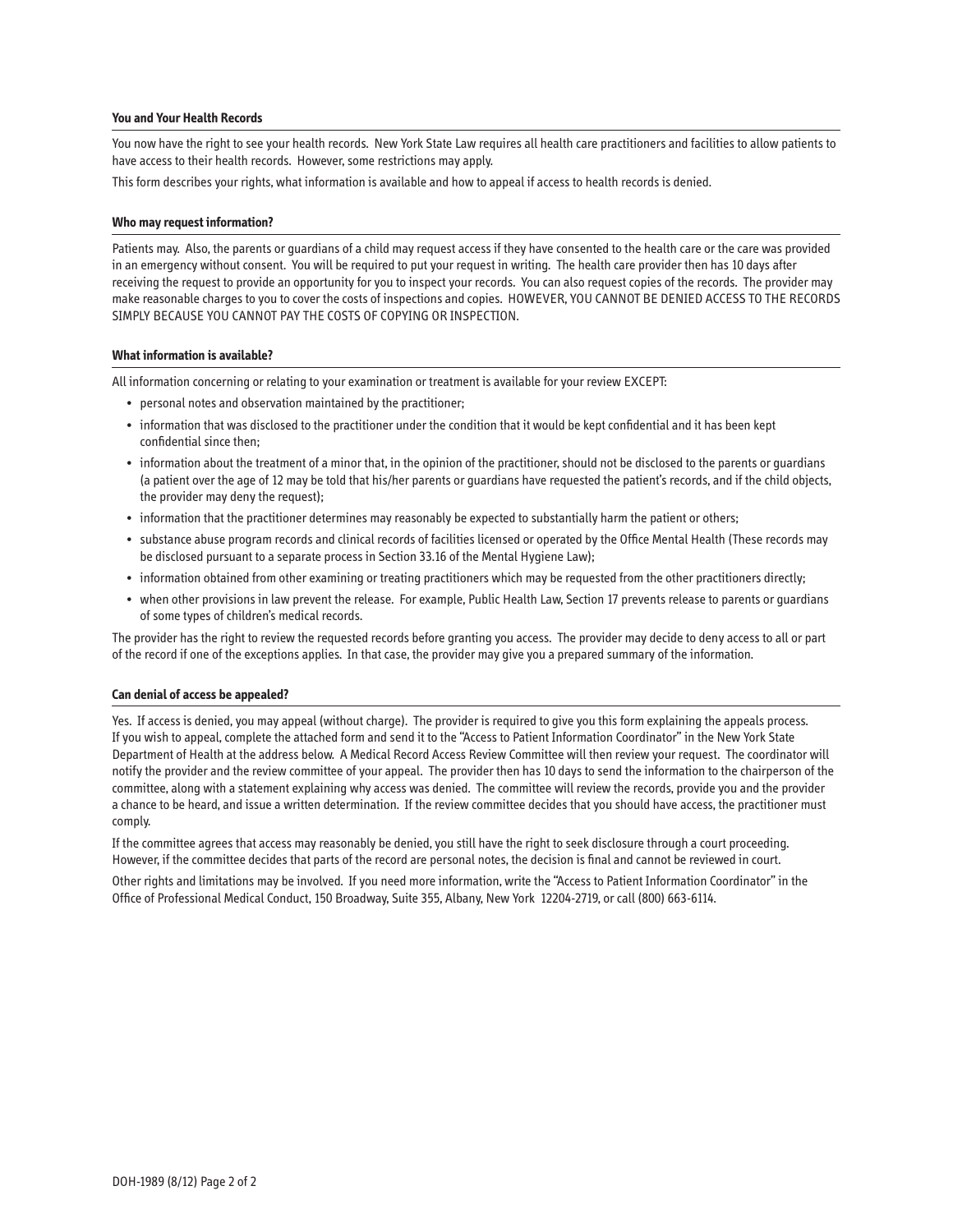### You and Your Health Records

You now have the right to see your health records. New York State Law requires all health care practitioners and facilities to allow patients to have access to their health records. However, some restrictions may apply.

This form describes your rights, what information is available and how to appeal if access to health records is denied.

### Who may request information?

Patients may. Also, the parents or guardians of a child may request access if they have consented to the health care or the care was provided in an emergency without consent. You will be required to put your request in writing. The health care provider then has 10 days after receiving the request to provide an opportunity for you to inspect your records. You can also request copies of the records. The provider may make reasonable charges to you to cover the costs of inspections and copies. HOWEVER, YOU CANNOT BE DENIED ACCESS TO THE RECORDS SIMPLY BECAUSE YOU CANNOT PAY THE COSTS OF COPYING OR INSPECTION.

### What information is available?

All information concerning or relating to your examination or treatment is available for your review EXCEPT:

- personal notes and observation maintained by the practitioner;
- information that was disclosed to the practitioner under the condition that it would be kept confidential and it has been kept confidential since then;
- information about the treatment of a minor that, in the opinion of the practitioner, should not be disclosed to the parents or guardians (a patient over the age of 12 may be told that his/her parents or guardians have requested the patient's records, and if the child objects, the provider may deny the request);
- information that the practitioner determines may reasonably be expected to substantially harm the patient or others;
- substance abuse program records and clinical records of facilities licensed or operated by the Office Mental Health (These records may be disclosed pursuant to a separate process in Section 33.16 of the Mental Hygiene Law);
- information obtained from other examining or treating practitioners which may be requested from the other practitioners directly;
- when other provisions in law prevent the release. For example, Public Health Law, Section 17 prevents release to parents or guardians of some types of children's medical records.

The provider has the right to review the requested records before granting you access. The provider may decide to deny access to all or part of the record if one of the exceptions applies. In that case, the provider may give you a prepared summary of the information.

### Can denial of access be appealed?

Yes. If access is denied, you may appeal (without charge). The provider is required to give you this form explaining the appeals process. If you wish to appeal, complete the attached form and send it to the "Access to Patient Information Coordinator" in the New York State Department of Health at the address below. A Medical Record Access Review Committee will then review your request. The coordinator will notify the provider and the review committee of your appeal. The provider then has 10 days to send the information to the chairperson of the committee, along with a statement explaining why access was denied. The committee will review the records, provide you and the provider a chance to be heard, and issue a written determination. If the review committee decides that you should have access, the practitioner must comply.

If the committee agrees that access may reasonably be denied, you still have the right to seek disclosure through a court proceeding. However, if the committee decides that parts of the record are personal notes, the decision is final and cannot be reviewed in court.

Other rights and limitations may be involved. If you need more information, write the "Access to Patient Information Coordinator" in the Office of Professional Medical Conduct, 150 Broadway, Suite 355, Albany, New York 12204-2719, or call (800) 663-6114.

DOH-1989 (8/12)